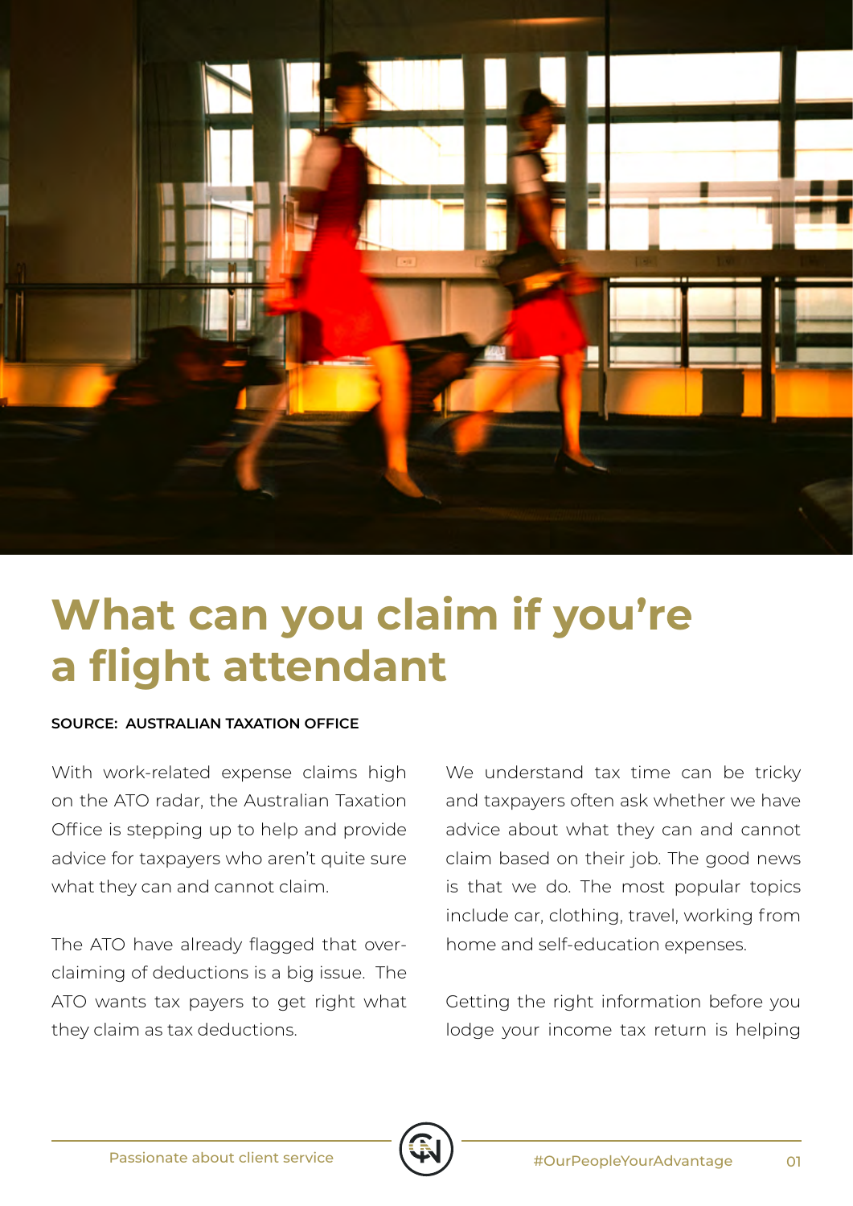# What can you claim if you're a flight attendant

**SOURCE: AUSTRALIAN TAXATION OFFICE**

With work-related expense claims high on the ATO radar, the Australian Taxation Office is stepping up to help and provide advice for taxpayers who aren't quite sure what they can and cannot claim.

The ATO have already flagged that over-claiming of deductions is a big issue. The ATO wants tax payers to get right what they claim as tax deductions.

We understand tax time can be tricky and taxpayers often ask whether we have advice about what they can and cannot claim based on their job. The good news is that we do. The most popular topics include car, clothing, travel, working from home and self-education expenses.

Getting the right information before you lodge your income tax return is helping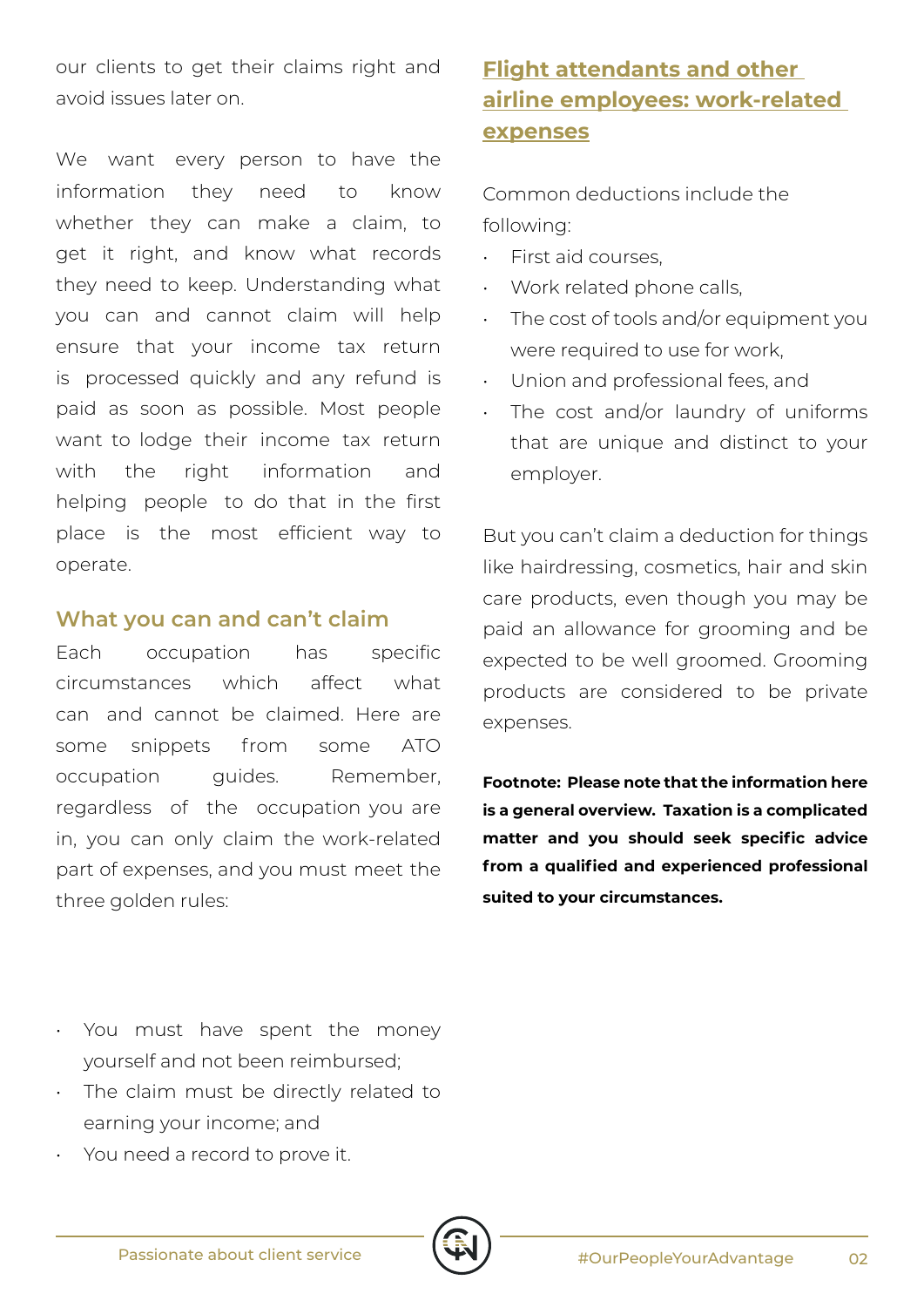our clients to get their claims right and avoid issues later on.

We want every person to have the information they need to know whether they can make a claim, to get it right, and know what records they need to keep. Understanding what you can and cannot claim will help ensure that your income tax return is processed quickly and any refund is paid as soon as possible. Most people want to lodge their income tax return with the right information and helping people to do that in the first place is the most efficient way to operate.

## What you can and can't claim

Each occupation has specific circumstances which affect what can and cannot be claimed. Here are some snippets from some ATO occupation guides. Remember, regardless of the occupation you are in, you can only claim the work-related part of expenses, and you must meet the three golden rules:

- You must have spent the money yourself and not been reimbursed;
- The claim must be directly related to earning your income; and
- You need a record to prove it.

## Flight attendants and other airline employees: work-related expenses

Common deductions include the following:

- First aid courses,
- Work related phone calls,
- The cost of tools and/or equipment you were required to use for work,
- Union and professional fees, and
- The cost and/or laundry of uniforms that are unique and distinct to your employer.

But you can't claim a deduction for things like hairdressing, cosmetics, hair and skin care products, even though you may be paid an allowance for grooming and be expected to be well groomed. Grooming products are considered to be private expenses.

**Footnote: Please note that the information here is a general overview. Taxation is a complicated matter and you should seek specific advice from a qualified and experienced professional suited to your circumstances.**